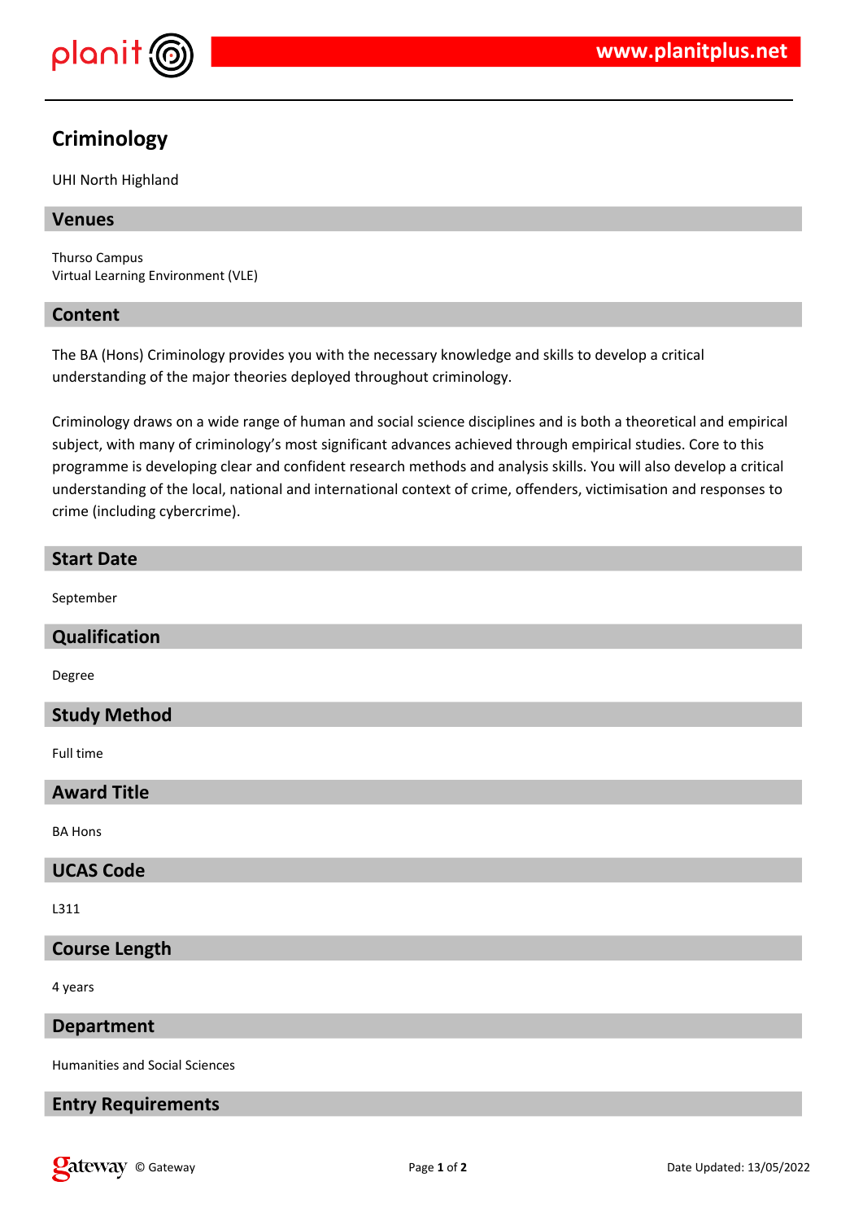# Criminology

UHI North Highland

## Venues

Thurso Campus
Virtual Learning Environment (VLE)

## Content

The BA (Hons) Criminology provides you with the necessary knowledge and skills to develop a critical understanding of the major theories deployed throughout criminology.

Criminology draws on a wide range of human and social science disciplines and is both a theoretical and empirical subject, with many of criminology's most significant advances achieved through empirical studies. Core to this programme is developing clear and confident research methods and analysis skills. You will also develop a critical understanding of the local, national and international context of crime, offenders, victimisation and responses to crime (including cybercrime).

## Start Date

September

## Qualification

Degree

## Study Method

Full time

## Award Title

BA Hons

## UCAS Code

L311

## Course Length

4 years

## Department

Humanities and Social Sciences

## Entry Requirements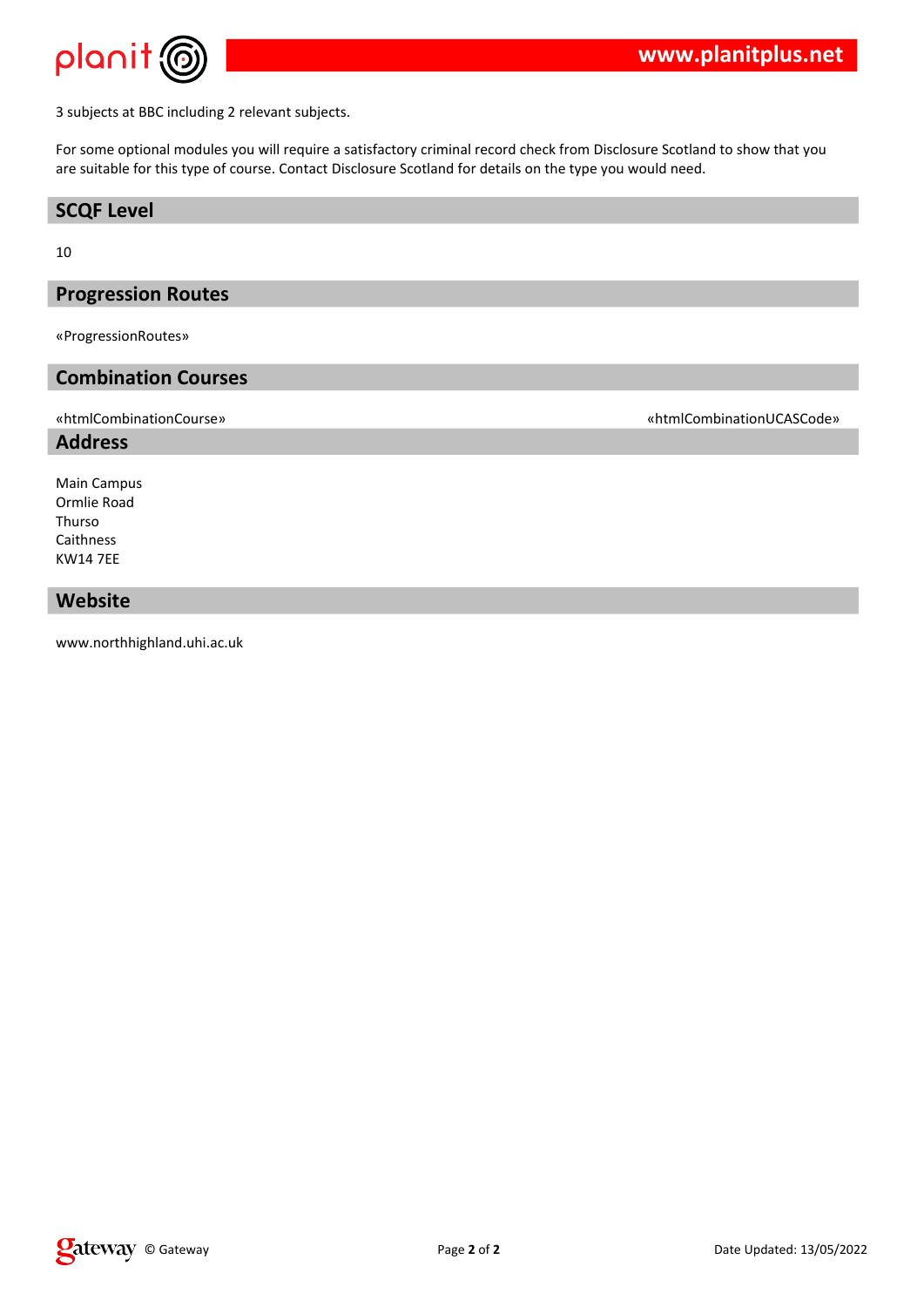3 subjects at BBC including 2 relevant subjects.

For some optional modules you will require a satisfactory criminal record check from Disclosure Scotland to show that you are suitable for this type of course. Contact Disclosure Scotland for details on the type you would need.

## SCQF Level

10

## Progression Routes

«ProgressionRoutes»

## Combination Courses

«htmlCombinationCourse» «htmlCombinationUCASCode»

## Address

Main Campus
Ormlie Road
Thurso
Caithness
KW14 7EE

## Website

www.northhighland.uhi.ac.uk